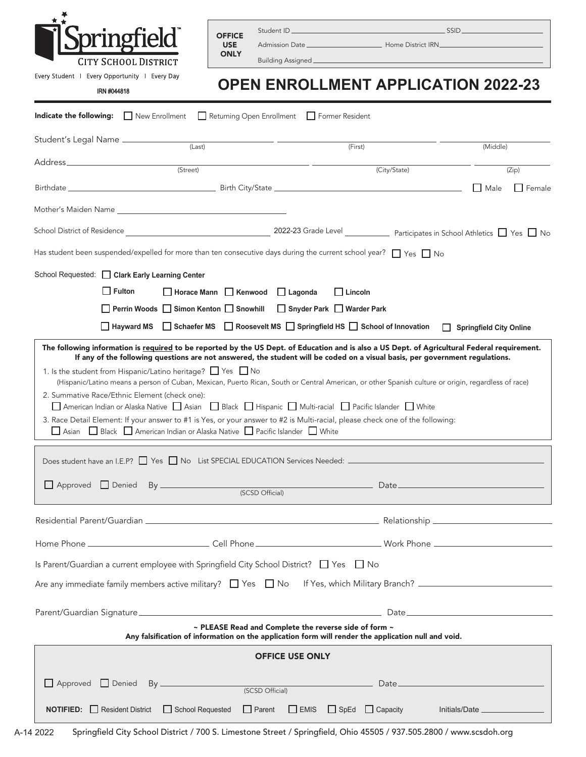Springfield™ CITY SCHOOL DISTRICT

Every Student | Every Opportunity | Every Day

IRN #044818

**OFFICE USE ONLY**

Student ID ______________________ SSID ______________________

Admission Date ______________________ Home District IRN ______________________

Building Assigned ______________________

# OPEN ENROLLMENT APPLICATION 2022-23

**Indicate the following:** ☐ New Enrollment ☐ Returning Open Enrollment ☐ Former Resident

Student's Legal Name ______________________ (Last) ______________________ (First) ______________________ (Middle)

Address ______________________ (Street) ______________________ (City/State) ______________________ (Zip)

Birthdate ______________________ Birth City/State ______________________ ☐ Male ☐ Female

Mother's Maiden Name ______________________

School District of Residence ______________________ 2022-23 Grade Level __________ Participates in School Athletics ☐ Yes ☐ No

Has student been suspended/expelled for more than ten consecutive days during the current school year? ☐ Yes ☐ No

School Requested: ☐ **Clark Early Learning Center**

☐ **Fulton** ☐ **Horace Mann** ☐ **Kenwood** ☐ **Lagonda** ☐ **Lincoln**

☐ **Perrin Woods** ☐ **Simon Kenton** ☐ **Snowhill** ☐ **Snyder Park** ☐ **Warder Park**

☐ **Hayward MS** ☐ **Schaefer MS** ☐ **Roosevelt MS** ☐ **Springfield HS** ☐ **School of Innovation** ☐ **Springfield City Online**

**The following information is <u>required</u> to be reported by the US Dept. of Education and is also a US Dept. of Agricultural Federal requirement. If any of the following questions are not answered, the student will be coded on a visual basis, per government regulations.**

1. Is the student from Hispanic/Latino heritage? ☐ Yes ☐ No
   (Hispanic/Latino means a person of Cuban, Mexican, Puerto Rican, South or Central American, or other Spanish culture or origin, regardless of race)
2. Summative Race/Ethnic Element (check one):
   ☐ American Indian or Alaska Native ☐ Asian ☐ Black ☐ Hispanic ☐ Multi-racial ☐ Pacific Islander ☐ White
3. Race Detail Element: If your answer to #1 is Yes, or your answer to #2 is Multi-racial, please check one of the following:
   ☐ Asian ☐ Black ☐ American Indian or Alaska Native ☐ Pacific Islander ☐ White

Does student have an I.E.P? ☐ Yes ☐ No List SPECIAL EDUCATION Services Needed: ______________________

☐ Approved ☐ Denied By ______________________ (SCSD Official) Date ______________________

Residential Parent/Guardian ______________________ Relationship ______________________

Home Phone ______________________ Cell Phone ______________________ Work Phone ______________________

Is Parent/Guardian a current employee with Springfield City School District? ☐ Yes ☐ No

Are any immediate family members active military? ☐ Yes ☐ No If Yes, which Military Branch? ______________________

Parent/Guardian Signature ______________________ Date ______________________

**~ PLEASE Read and Complete the reverse side of form ~**
**Any falsification of information on the application form will render the application null and void.**

**OFFICE USE ONLY**

☐ Approved ☐ Denied By ______________________ (SCSD Official) Date ______________________

**NOTIFIED:** ☐ Resident District ☐ School Requested ☐ Parent ☐ EMIS ☐ SpEd ☐ Capacity Initials/Date __________

A-14 2022 Springfield City School District / 700 S. Limestone Street / Springfield, Ohio 45505 / 937.505.2800 / www.scsdoh.org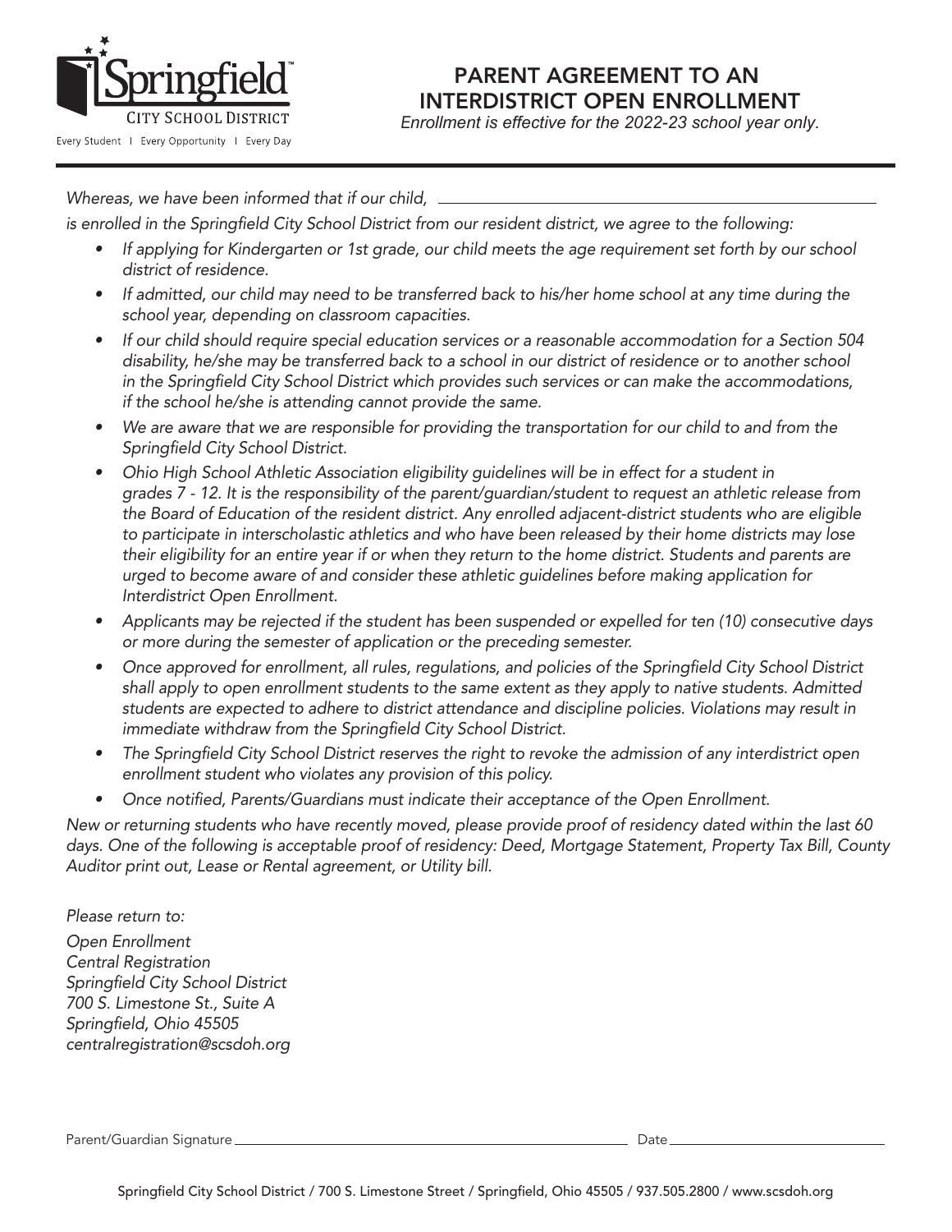Springfield™ CITY SCHOOL DISTRICT

Every Student | Every Opportunity | Every Day

# PARENT AGREEMENT TO AN INTERDISTRICT OPEN ENROLLMENT

*Enrollment is effective for the 2022-23 school year only.*

*Whereas, we have been informed that if our child, ______________________________*

*is enrolled in the Springfield City School District from our resident district, we agree to the following:*

- *If applying for Kindergarten or 1st grade, our child meets the age requirement set forth by our school district of residence.*
- *If admitted, our child may need to be transferred back to his/her home school at any time during the school year, depending on classroom capacities.*
- *If our child should require special education services or a reasonable accommodation for a Section 504 disability, he/she may be transferred back to a school in our district of residence or to another school in the Springfield City School District which provides such services or can make the accommodations, if the school he/she is attending cannot provide the same.*
- *We are aware that we are responsible for providing the transportation for our child to and from the Springfield City School District.*
- *Ohio High School Athletic Association eligibility guidelines will be in effect for a student in grades 7 - 12. It is the responsibility of the parent/guardian/student to request an athletic release from the Board of Education of the resident district. Any enrolled adjacent-district students who are eligible to participate in interscholastic athletics and who have been released by their home districts may lose their eligibility for an entire year if or when they return to the home district. Students and parents are urged to become aware of and consider these athletic guidelines before making application for Interdistrict Open Enrollment.*
- *Applicants may be rejected if the student has been suspended or expelled for ten (10) consecutive days or more during the semester of application or the preceding semester.*
- *Once approved for enrollment, all rules, regulations, and policies of the Springfield City School District shall apply to open enrollment students to the same extent as they apply to native students. Admitted students are expected to adhere to district attendance and discipline policies. Violations may result in immediate withdraw from the Springfield City School District.*
- *The Springfield City School District reserves the right to revoke the admission of any interdistrict open enrollment student who violates any provision of this policy.*
- *Once notified, Parents/Guardians must indicate their acceptance of the Open Enrollment.*

*New or returning students who have recently moved, please provide proof of residency dated within the last 60 days. One of the following is acceptable proof of residency: Deed, Mortgage Statement, Property Tax Bill, County Auditor print out, Lease or Rental agreement, or Utility bill.*

*Please return to:*

*Open Enrollment*
*Central Registration*
*Springfield City School District*
*700 S. Limestone St., Suite A*
*Springfield, Ohio 45505*
*centralregistration@scsdoh.org*

Parent/Guardian Signature ______________________________ Date ______________

Springfield City School District / 700 S. Limestone Street / Springfield, Ohio 45505 / 937.505.2800 / www.scsdoh.org